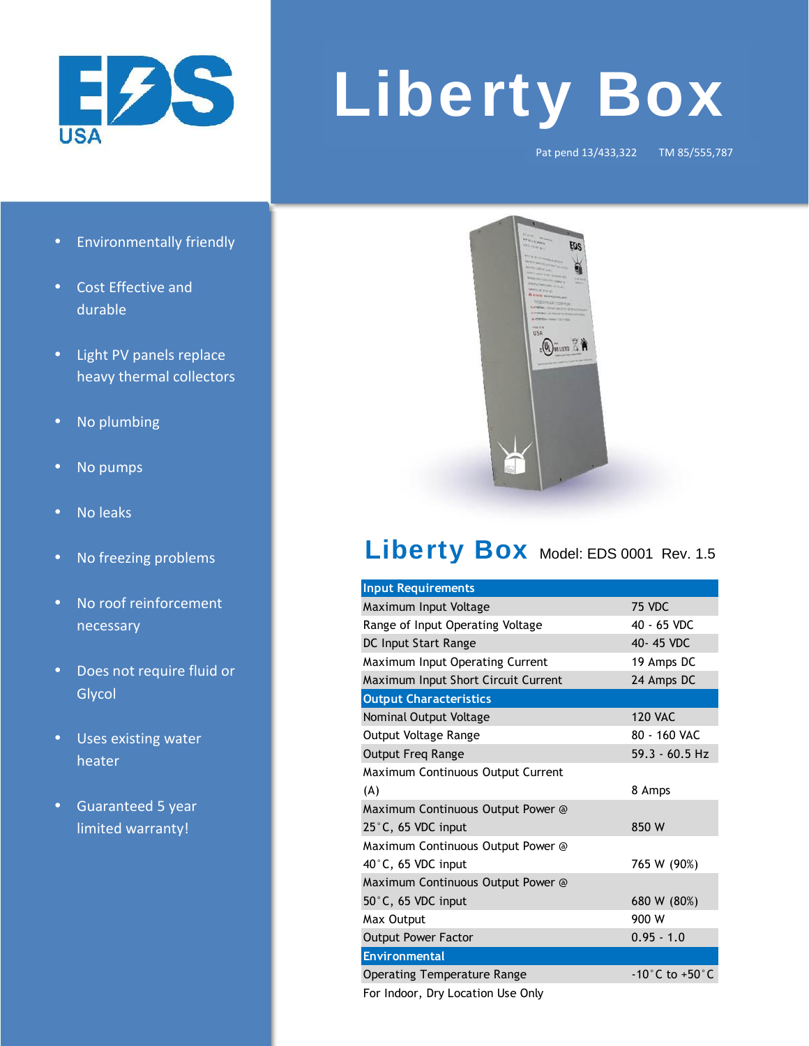# Liberty Box

Pat pend 13/433,322 TM 85/555,787

- Environmentally friendly
- Cost Effective and durable
- Light PV panels replace heavy thermal collectors
- No plumbing
- No pumps
- No leaks
- No freezing problems
- No roof reinforcement necessary
- Does not require fluid or Glycol
- Uses existing water heater
- Guaranteed 5 year limited warranty!

## Liberty Box Model: EDS 0001 Rev. 1.5

| Input Requirements | |
|---|---|
| Maximum Input Voltage | 75 VDC |
| Range of Input Operating Voltage | 40 - 65 VDC |
| DC Input Start Range | 40- 45 VDC |
| Maximum Input Operating Current | 19 Amps DC |
| Maximum Input Short Circuit Current | 24 Amps DC |
| **Output Characteristics** | |
| Nominal Output Voltage | 120 VAC |
| Output Voltage Range | 80 - 160 VAC |
| Output Freq Range | 59.3 - 60.5 Hz |
| Maximum Continuous Output Current (A) | 8 Amps |
| Maximum Continuous Output Power @ 25°C, 65 VDC input | 850 W |
| Maximum Continuous Output Power @ 40°C, 65 VDC input | 765 W (90%) |
| Maximum Continuous Output Power @ 50°C, 65 VDC input | 680 W (80%) |
| Max Output | 900 W |
| Output Power Factor | 0.95 - 1.0 |
| **Environmental** | |
| Operating Temperature Range | -10°C to +50°C |
| For Indoor, Dry Location Use Only | |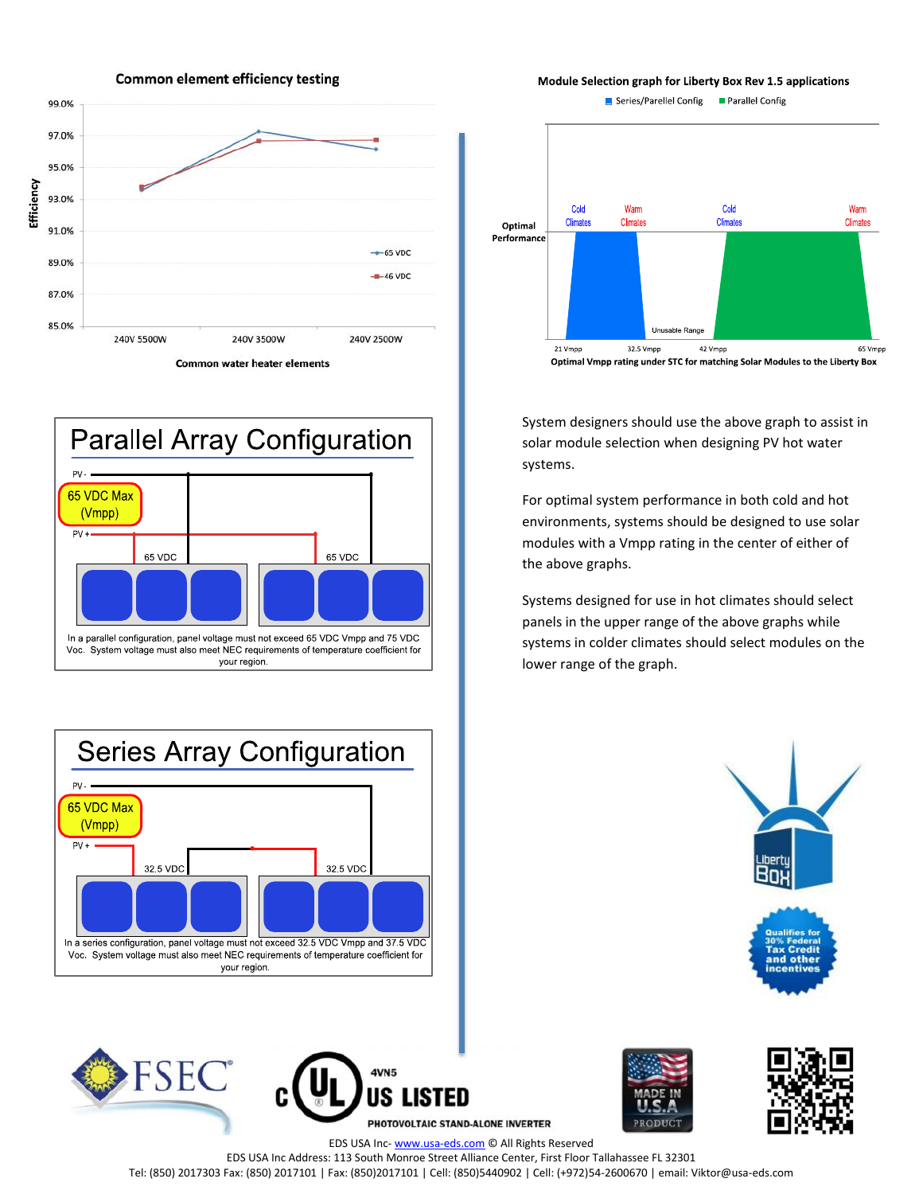Common element efficiency testing

99.0%
97.0%
95.0%
93.0%
91.0%
89.0%
87.0%
85.0%

Efficiency

240V 5500W
240V 3500W
240V 2500W

Common water heater elements

65 VDC
46 VDC

Module Selection graph for Liberty Box Rev 1.5 applications

Series/Parellel Config
Parallel Config

Optimal Performance

Cold Climates
Warm Climates
Cold Climates
Warm Climates

Unusable Range

21 Vmpp
32.5 Vmpp
42 Vmpp
65 Vmpp

Optimal Vmpp rating under STC for matching Solar Modules to the Liberty Box

## Parallel Array Configuration

PV -
65 VDC Max (Vmpp)
PV +
65 VDC
65 VDC

In a parallel configuration, panel voltage must not exceed 65 VDC Vmpp and 75 VDC Voc. System voltage must also meet NEC requirements of temperature coefficient for your region.

## Series Array Configuration

PV -
65 VDC Max (Vmpp)
PV +
32.5 VDC
32.5 VDC

In a series configuration, panel voltage must not exceed 32.5 VDC Vmpp and 37.5 VDC Voc. System voltage must also meet NEC requirements of temperature coefficient for your region.

System designers should use the above graph to assist in solar module selection when designing PV hot water systems.

For optimal system performance in both cold and hot environments, systems should be designed to use solar modules with a Vmpp rating in the center of either of the above graphs.

Systems designed for use in hot climates should select panels in the upper range of the above graphs while systems in colder climates should select modules on the lower range of the graph.

Liberty Box

Qualifies for 30% Federal Tax Credit and other incentives

FSEC

c UL US LISTED 4VN5 PHOTOVOLTAIC STAND-ALONE INVERTER

MADE IN U.S.A PRODUCT

EDS USA Inc- www.usa-eds.com © All Rights Reserved
EDS USA Inc Address: 113 South Monroe Street Alliance Center, First Floor Tallahassee FL 32301
Tel: (850) 2017303 Fax: (850) 2017101 | Fax: (850)2017101 | Cell: (850)5440902 | Cell: (+972)54-2600670 | email: Viktor@usa-eds.com